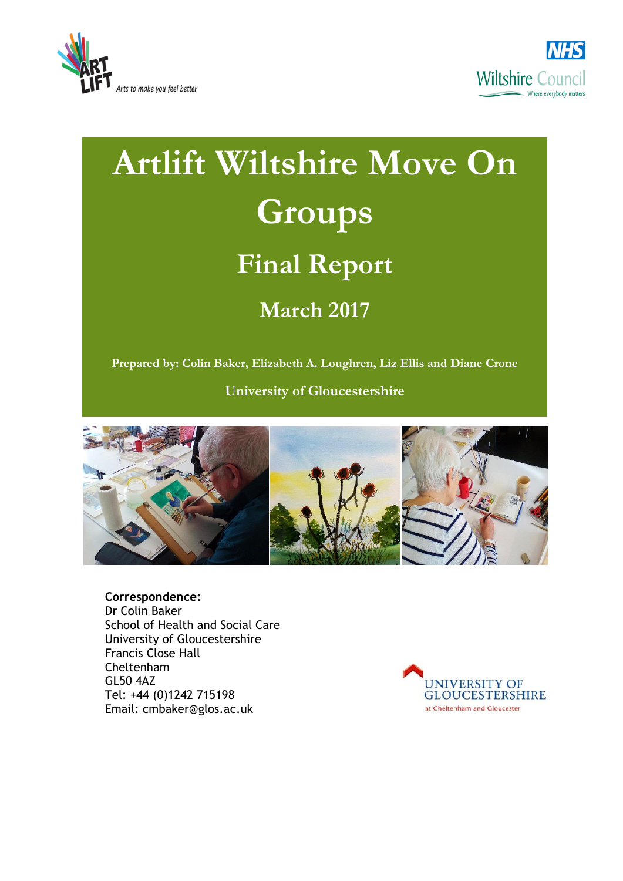# Artlift Wiltshire Move On Groups

## Final Report

### March 2017

**Prepared by: Colin Baker, Elizabeth A. Loughren, Liz Ellis and Diane Crone**

**University of Gloucestershire**

**Correspondence:**
Dr Colin Baker
School of Health and Social Care
University of Gloucestershire
Francis Close Hall
Cheltenham
GL50 4AZ
Tel: +44 (0)1242 715198
Email: cmbaker@glos.ac.uk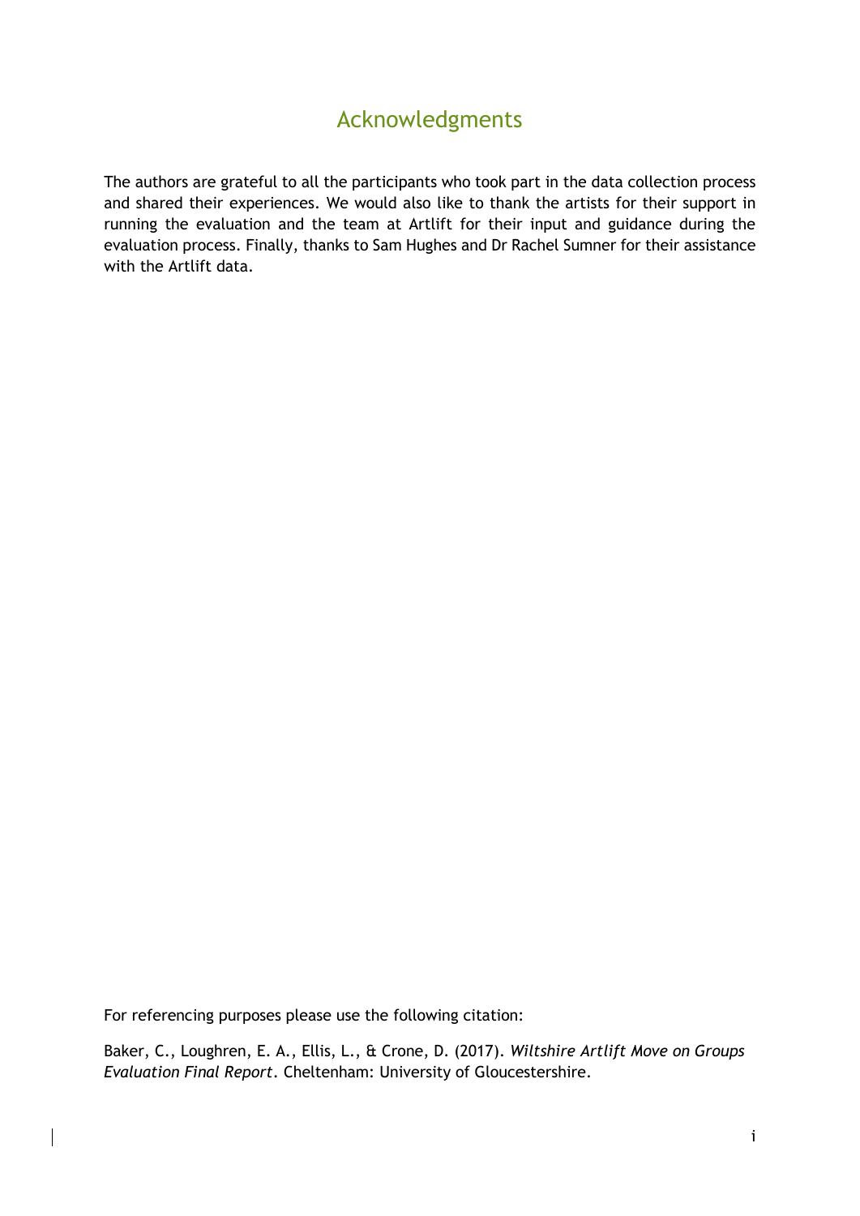# Acknowledgments

The authors are grateful to all the participants who took part in the data collection process and shared their experiences. We would also like to thank the artists for their support in running the evaluation and the team at Artlift for their input and guidance during the evaluation process. Finally, thanks to Sam Hughes and Dr Rachel Sumner for their assistance with the Artlift data.

For referencing purposes please use the following citation:

Baker, C., Loughren, E. A., Ellis, L., & Crone, D. (2017). *Wiltshire Artlift Move on Groups Evaluation Final Report*. Cheltenham: University of Gloucestershire.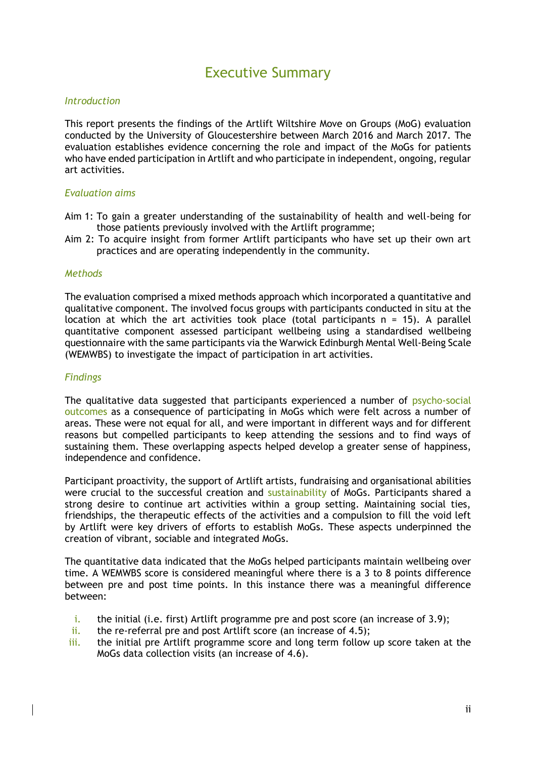# Executive Summary

*Introduction*

This report presents the findings of the Artlift Wiltshire Move on Groups (MoG) evaluation conducted by the University of Gloucestershire between March 2016 and March 2017. The evaluation establishes evidence concerning the role and impact of the MoGs for patients who have ended participation in Artlift and who participate in independent, ongoing, regular art activities.

*Evaluation aims*

Aim 1: To gain a greater understanding of the sustainability of health and well-being for those patients previously involved with the Artlift programme;

Aim 2: To acquire insight from former Artlift participants who have set up their own art practices and are operating independently in the community.

*Methods*

The evaluation comprised a mixed methods approach which incorporated a quantitative and qualitative component. The involved focus groups with participants conducted in situ at the location at which the art activities took place (total participants n = 15). A parallel quantitative component assessed participant wellbeing using a standardised wellbeing questionnaire with the same participants via the Warwick Edinburgh Mental Well-Being Scale (WEMWBS) to investigate the impact of participation in art activities.

*Findings*

The qualitative data suggested that participants experienced a number of psycho-social outcomes as a consequence of participating in MoGs which were felt across a number of areas. These were not equal for all, and were important in different ways and for different reasons but compelled participants to keep attending the sessions and to find ways of sustaining them. These overlapping aspects helped develop a greater sense of happiness, independence and confidence.

Participant proactivity, the support of Artlift artists, fundraising and organisational abilities were crucial to the successful creation and sustainability of MoGs. Participants shared a strong desire to continue art activities within a group setting. Maintaining social ties, friendships, the therapeutic effects of the activities and a compulsion to fill the void left by Artlift were key drivers of efforts to establish MoGs. These aspects underpinned the creation of vibrant, sociable and integrated MoGs.

The quantitative data indicated that the MoGs helped participants maintain wellbeing over time. A WEMWBS score is considered meaningful where there is a 3 to 8 points difference between pre and post time points. In this instance there was a meaningful difference between:

i. the initial (i.e. first) Artlift programme pre and post score (an increase of 3.9);
ii. the re-referral pre and post Artlift score (an increase of 4.5);
iii. the initial pre Artlift programme score and long term follow up score taken at the MoGs data collection visits (an increase of 4.6).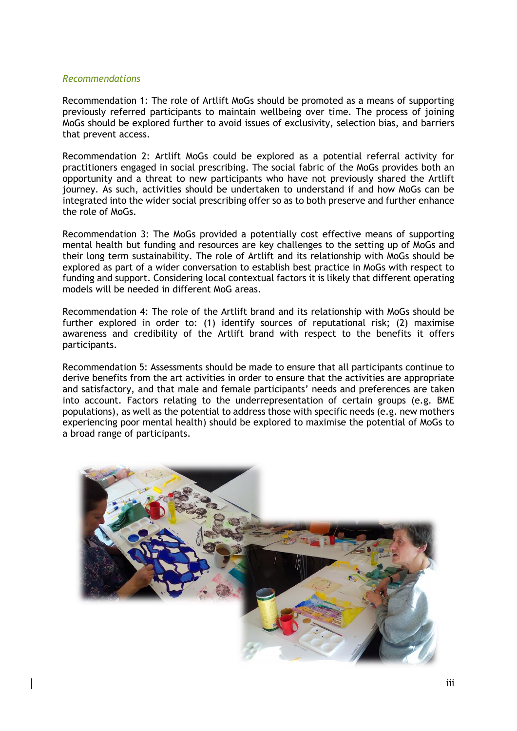*Recommendations*

Recommendation 1: The role of Artlift MoGs should be promoted as a means of supporting previously referred participants to maintain wellbeing over time. The process of joining MoGs should be explored further to avoid issues of exclusivity, selection bias, and barriers that prevent access.

Recommendation 2: Artlift MoGs could be explored as a potential referral activity for practitioners engaged in social prescribing. The social fabric of the MoGs provides both an opportunity and a threat to new participants who have not previously shared the Artlift journey. As such, activities should be undertaken to understand if and how MoGs can be integrated into the wider social prescribing offer so as to both preserve and further enhance the role of MoGs.

Recommendation 3: The MoGs provided a potentially cost effective means of supporting mental health but funding and resources are key challenges to the setting up of MoGs and their long term sustainability. The role of Artlift and its relationship with MoGs should be explored as part of a wider conversation to establish best practice in MoGs with respect to funding and support. Considering local contextual factors it is likely that different operating models will be needed in different MoG areas.

Recommendation 4: The role of the Artlift brand and its relationship with MoGs should be further explored in order to: (1) identify sources of reputational risk; (2) maximise awareness and credibility of the Artlift brand with respect to the benefits it offers participants.

Recommendation 5: Assessments should be made to ensure that all participants continue to derive benefits from the art activities in order to ensure that the activities are appropriate and satisfactory, and that male and female participants' needs and preferences are taken into account. Factors relating to the underrepresentation of certain groups (e.g. BME populations), as well as the potential to address those with specific needs (e.g. new mothers experiencing poor mental health) should be explored to maximise the potential of MoGs to a broad range of participants.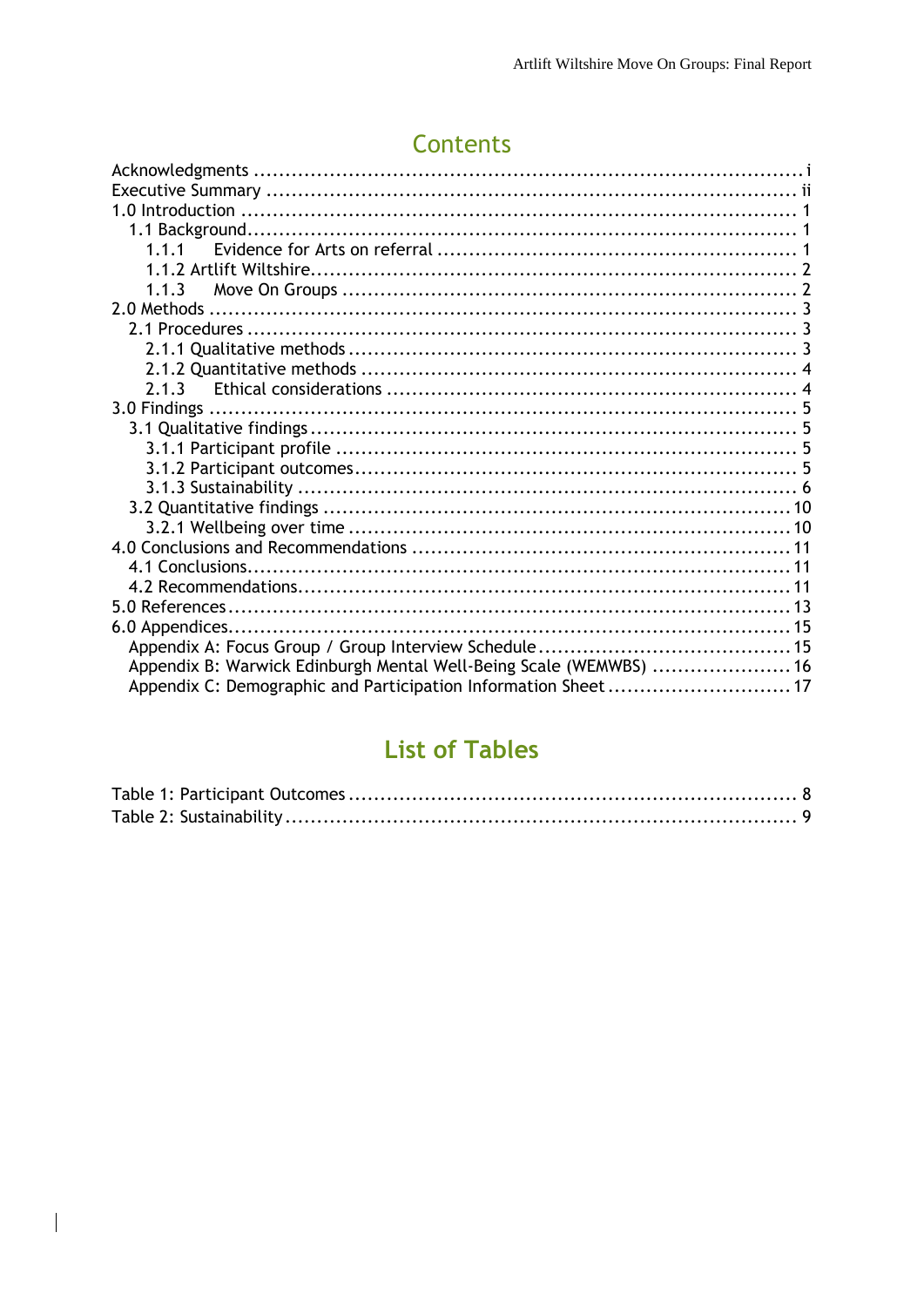# Contents

Acknowledgments ........................................................................................ i
Executive Summary ..................................................................................... ii
1.0 Introduction ......................................................................................... 1
  1.1 Background.......................................................................................... 1
    1.1.1 Evidence for Arts on referral ........................................................ 1
    1.1.2 Artlift Wiltshire........................................................................... 2
    1.1.3 Move On Groups ........................................................................ 2
2.0 Methods ............................................................................................... 3
  2.1 Procedures .......................................................................................... 3
    2.1.1 Qualitative methods .................................................................... 3
    2.1.2 Quantitative methods .................................................................. 4
    2.1.3 Ethical considerations ................................................................. 4
3.0 Findings ............................................................................................... 5
  3.1 Qualitative findings.............................................................................. 5
    3.1.1 Participant profile ....................................................................... 5
    3.1.2 Participant outcomes................................................................... 5
    3.1.3 Sustainability .............................................................................. 6
  3.2 Quantitative findings ........................................................................... 10
    3.2.1 Wellbeing over time ................................................................... 10
4.0 Conclusions and Recommendations .......................................................... 11
  4.1 Conclusions......................................................................................... 11
  4.2 Recommendations................................................................................ 11
5.0 References............................................................................................ 13
6.0 Appendices........................................................................................... 15
  Appendix A: Focus Group / Group Interview Schedule ....................................... 15
  Appendix B: Warwick Edinburgh Mental Well-Being Scale (WEMWBS) ..................... 16
  Appendix C: Demographic and Participation Information Sheet ............................ 17

# List of Tables

Table 1: Participant Outcomes ......................................................................... 8
Table 2: Sustainability .................................................................................... 9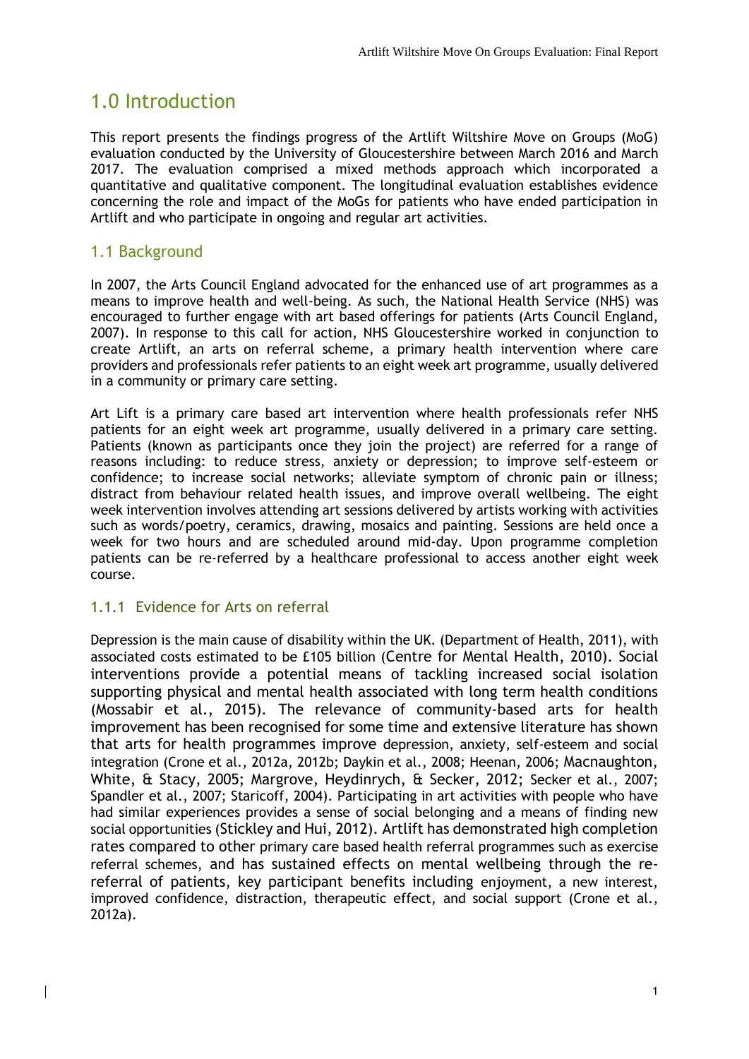# 1.0 Introduction

This report presents the findings progress of the Artlift Wiltshire Move on Groups (MoG) evaluation conducted by the University of Gloucestershire between March 2016 and March 2017. The evaluation comprised a mixed methods approach which incorporated a quantitative and qualitative component. The longitudinal evaluation establishes evidence concerning the role and impact of the MoGs for patients who have ended participation in Artlift and who participate in ongoing and regular art activities.

## 1.1 Background

In 2007, the Arts Council England advocated for the enhanced use of art programmes as a means to improve health and well-being. As such, the National Health Service (NHS) was encouraged to further engage with art based offerings for patients (Arts Council England, 2007). In response to this call for action, NHS Gloucestershire worked in conjunction to create Artlift, an arts on referral scheme, a primary health intervention where care providers and professionals refer patients to an eight week art programme, usually delivered in a community or primary care setting.

Art Lift is a primary care based art intervention where health professionals refer NHS patients for an eight week art programme, usually delivered in a primary care setting. Patients (known as participants once they join the project) are referred for a range of reasons including: to reduce stress, anxiety or depression; to improve self-esteem or confidence; to increase social networks; alleviate symptom of chronic pain or illness; distract from behaviour related health issues, and improve overall wellbeing. The eight week intervention involves attending art sessions delivered by artists working with activities such as words/poetry, ceramics, drawing, mosaics and painting. Sessions are held once a week for two hours and are scheduled around mid-day. Upon programme completion patients can be re-referred by a healthcare professional to access another eight week course.

### 1.1.1 Evidence for Arts on referral

Depression is the main cause of disability within the UK. (Department of Health, 2011), with associated costs estimated to be £105 billion (Centre for Mental Health, 2010). Social interventions provide a potential means of tackling increased social isolation supporting physical and mental health associated with long term health conditions (Mossabir et al., 2015). The relevance of community-based arts for health improvement has been recognised for some time and extensive literature has shown that arts for health programmes improve depression, anxiety, self-esteem and social integration (Crone et al., 2012a, 2012b; Daykin et al., 2008; Heenan, 2006; Macnaughton, White, & Stacy, 2005; Margrove, Heydinrych, & Secker, 2012; Secker et al., 2007; Spandler et al., 2007; Staricoff, 2004). Participating in art activities with people who have had similar experiences provides a sense of social belonging and a means of finding new social opportunities (Stickley and Hui, 2012). Artlift has demonstrated high completion rates compared to other primary care based health referral programmes such as exercise referral schemes, and has sustained effects on mental wellbeing through the re-referral of patients, key participant benefits including enjoyment, a new interest, improved confidence, distraction, therapeutic effect, and social support (Crone et al., 2012a).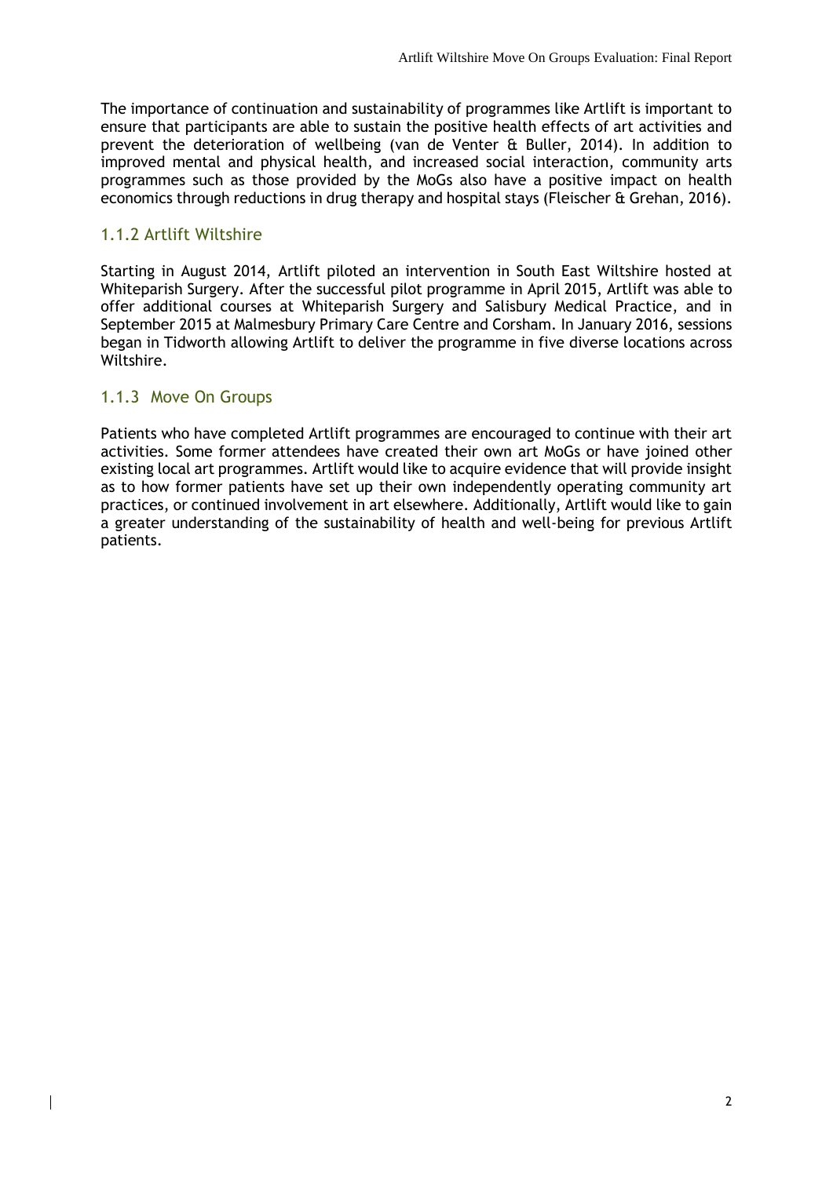The importance of continuation and sustainability of programmes like Artlift is important to ensure that participants are able to sustain the positive health effects of art activities and prevent the deterioration of wellbeing (van de Venter & Buller, 2014). In addition to improved mental and physical health, and increased social interaction, community arts programmes such as those provided by the MoGs also have a positive impact on health economics through reductions in drug therapy and hospital stays (Fleischer & Grehan, 2016).

### 1.1.2 Artlift Wiltshire

Starting in August 2014, Artlift piloted an intervention in South East Wiltshire hosted at Whiteparish Surgery. After the successful pilot programme in April 2015, Artlift was able to offer additional courses at Whiteparish Surgery and Salisbury Medical Practice, and in September 2015 at Malmesbury Primary Care Centre and Corsham. In January 2016, sessions began in Tidworth allowing Artlift to deliver the programme in five diverse locations across Wiltshire.

### 1.1.3 Move On Groups

Patients who have completed Artlift programmes are encouraged to continue with their art activities. Some former attendees have created their own art MoGs or have joined other existing local art programmes. Artlift would like to acquire evidence that will provide insight as to how former patients have set up their own independently operating community art practices, or continued involvement in art elsewhere. Additionally, Artlift would like to gain a greater understanding of the sustainability of health and well-being for previous Artlift patients.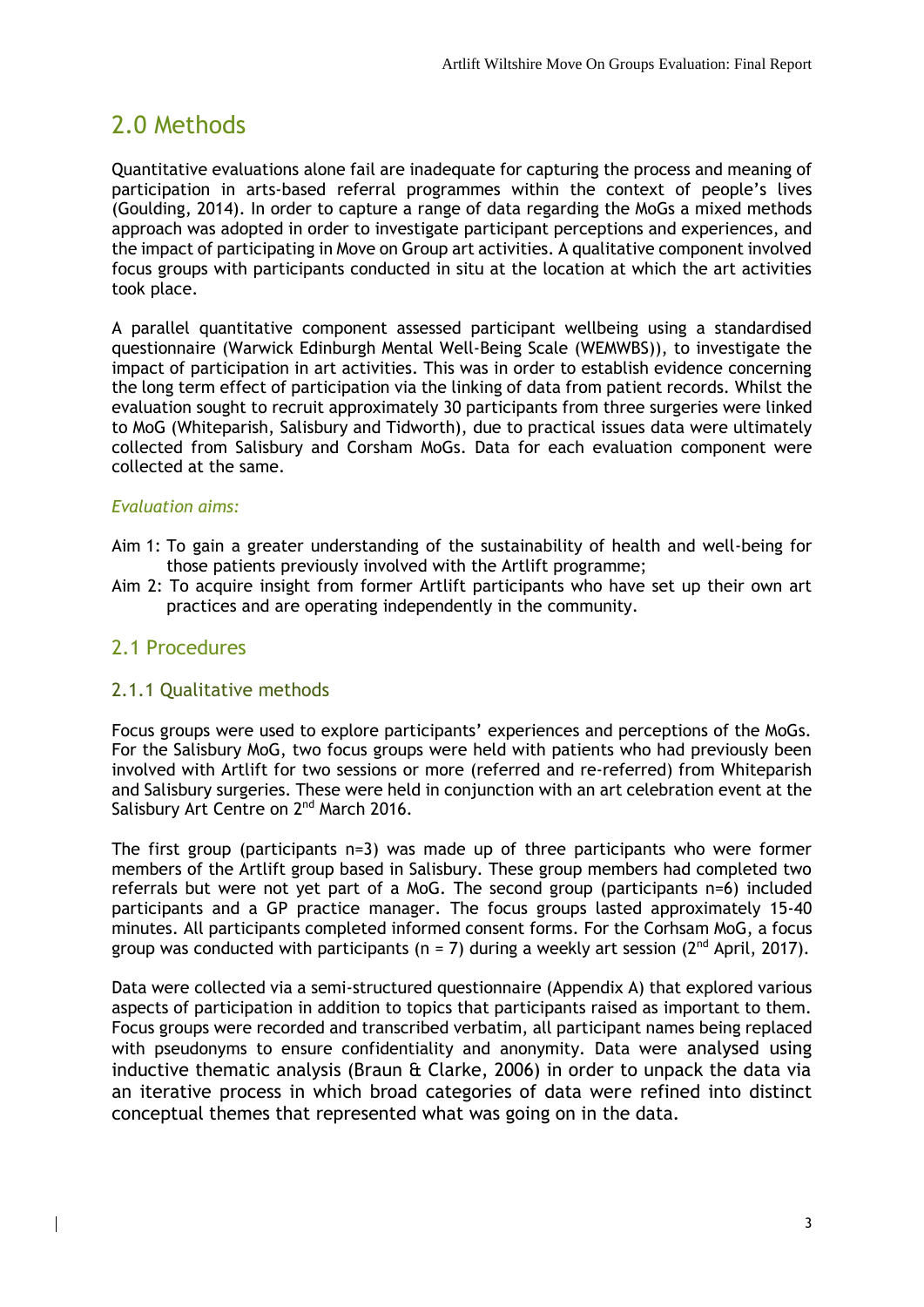# 2.0 Methods

Quantitative evaluations alone fail are inadequate for capturing the process and meaning of participation in arts-based referral programmes within the context of people's lives (Goulding, 2014). In order to capture a range of data regarding the MoGs a mixed methods approach was adopted in order to investigate participant perceptions and experiences, and the impact of participating in Move on Group art activities. A qualitative component involved focus groups with participants conducted in situ at the location at which the art activities took place.

A parallel quantitative component assessed participant wellbeing using a standardised questionnaire (Warwick Edinburgh Mental Well-Being Scale (WEMWBS)), to investigate the impact of participation in art activities. This was in order to establish evidence concerning the long term effect of participation via the linking of data from patient records. Whilst the evaluation sought to recruit approximately 30 participants from three surgeries were linked to MoG (Whiteparish, Salisbury and Tidworth), due to practical issues data were ultimately collected from Salisbury and Corsham MoGs. Data for each evaluation component were collected at the same.

*Evaluation aims:*

Aim 1: To gain a greater understanding of the sustainability of health and well-being for those patients previously involved with the Artlift programme;

Aim 2: To acquire insight from former Artlift participants who have set up their own art practices and are operating independently in the community.

## 2.1 Procedures

### 2.1.1 Qualitative methods

Focus groups were used to explore participants' experiences and perceptions of the MoGs. For the Salisbury MoG, two focus groups were held with patients who had previously been involved with Artlift for two sessions or more (referred and re-referred) from Whiteparish and Salisbury surgeries. These were held in conjunction with an art celebration event at the Salisbury Art Centre on 2nd March 2016.

The first group (participants n=3) was made up of three participants who were former members of the Artlift group based in Salisbury. These group members had completed two referrals but were not yet part of a MoG. The second group (participants n=6) included participants and a GP practice manager. The focus groups lasted approximately 15-40 minutes. All participants completed informed consent forms. For the Corhsam MoG, a focus group was conducted with participants (n = 7) during a weekly art session (2nd April, 2017).

Data were collected via a semi-structured questionnaire (Appendix A) that explored various aspects of participation in addition to topics that participants raised as important to them. Focus groups were recorded and transcribed verbatim, all participant names being replaced with pseudonyms to ensure confidentiality and anonymity. Data were analysed using inductive thematic analysis (Braun & Clarke, 2006) in order to unpack the data via an iterative process in which broad categories of data were refined into distinct conceptual themes that represented what was going on in the data.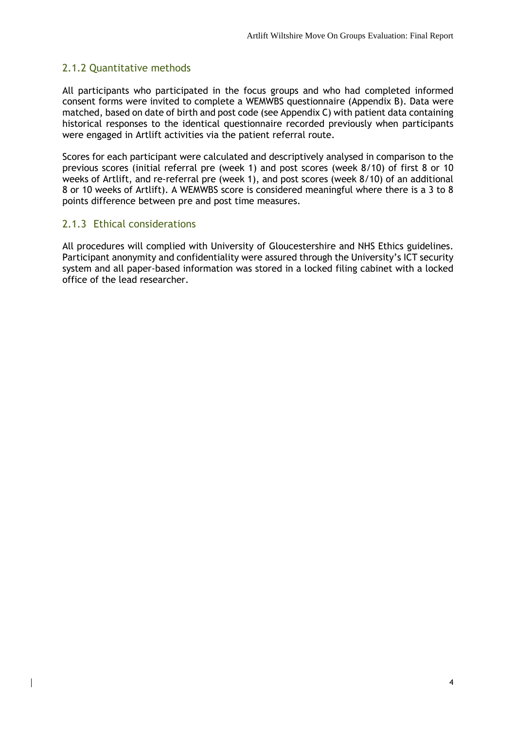### 2.1.2 Quantitative methods

All participants who participated in the focus groups and who had completed informed consent forms were invited to complete a WEMWBS questionnaire (Appendix B). Data were matched, based on date of birth and post code (see Appendix C) with patient data containing historical responses to the identical questionnaire recorded previously when participants were engaged in Artlift activities via the patient referral route.

Scores for each participant were calculated and descriptively analysed in comparison to the previous scores (initial referral pre (week 1) and post scores (week 8/10) of first 8 or 10 weeks of Artlift, and re-referral pre (week 1), and post scores (week 8/10) of an additional 8 or 10 weeks of Artlift). A WEMWBS score is considered meaningful where there is a 3 to 8 points difference between pre and post time measures.

### 2.1.3 Ethical considerations

All procedures will complied with University of Gloucestershire and NHS Ethics guidelines. Participant anonymity and confidentiality were assured through the University's ICT security system and all paper-based information was stored in a locked filing cabinet with a locked office of the lead researcher.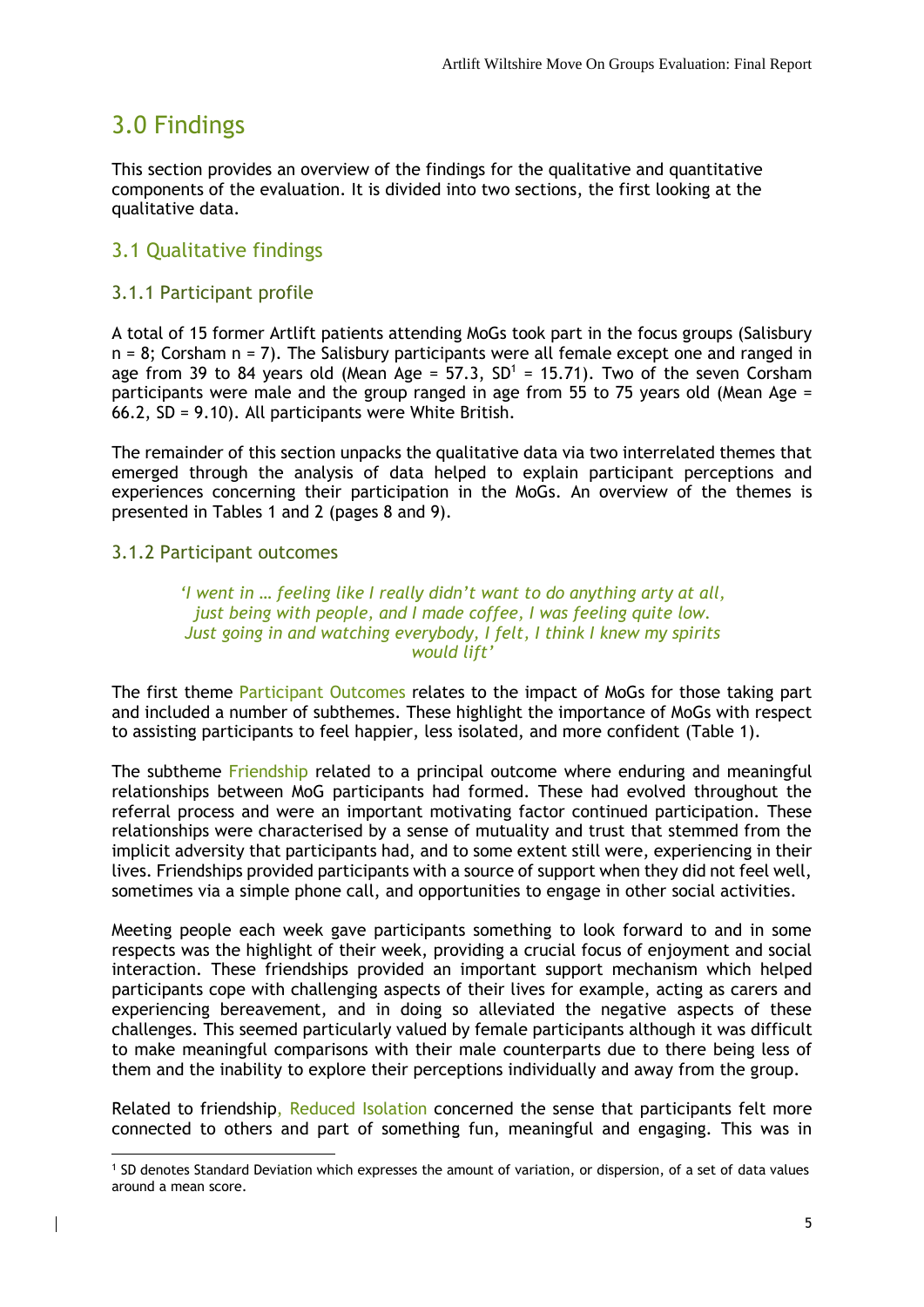# 3.0 Findings

This section provides an overview of the findings for the qualitative and quantitative components of the evaluation. It is divided into two sections, the first looking at the qualitative data.

## 3.1 Qualitative findings

### 3.1.1 Participant profile

A total of 15 former Artlift patients attending MoGs took part in the focus groups (Salisbury n = 8; Corsham n = 7). The Salisbury participants were all female except one and ranged in age from 39 to 84 years old (Mean Age = 57.3, SD[1] = 15.71). Two of the seven Corsham participants were male and the group ranged in age from 55 to 75 years old (Mean Age = 66.2, SD = 9.10). All participants were White British.

The remainder of this section unpacks the qualitative data via two interrelated themes that emerged through the analysis of data helped to explain participant perceptions and experiences concerning their participation in the MoGs. An overview of the themes is presented in Tables 1 and 2 (pages 8 and 9).

### 3.1.2 Participant outcomes

> *'I went in … feeling like I really didn't want to do anything arty at all, just being with people, and I made coffee, I was feeling quite low. Just going in and watching everybody, I felt, I think I knew my spirits would lift'*

The first theme Participant Outcomes relates to the impact of MoGs for those taking part and included a number of subthemes. These highlight the importance of MoGs with respect to assisting participants to feel happier, less isolated, and more confident (Table 1).

The subtheme Friendship related to a principal outcome where enduring and meaningful relationships between MoG participants had formed. These had evolved throughout the referral process and were an important motivating factor continued participation. These relationships were characterised by a sense of mutuality and trust that stemmed from the implicit adversity that participants had, and to some extent still were, experiencing in their lives. Friendships provided participants with a source of support when they did not feel well, sometimes via a simple phone call, and opportunities to engage in other social activities.

Meeting people each week gave participants something to look forward to and in some respects was the highlight of their week, providing a crucial focus of enjoyment and social interaction. These friendships provided an important support mechanism which helped participants cope with challenging aspects of their lives for example, acting as carers and experiencing bereavement, and in doing so alleviated the negative aspects of these challenges. This seemed particularly valued by female participants although it was difficult to make meaningful comparisons with their male counterparts due to there being less of them and the inability to explore their perceptions individually and away from the group.

Related to friendship, Reduced Isolation concerned the sense that participants felt more connected to others and part of something fun, meaningful and engaging. This was in

[1] SD denotes Standard Deviation which expresses the amount of variation, or dispersion, of a set of data values around a mean score.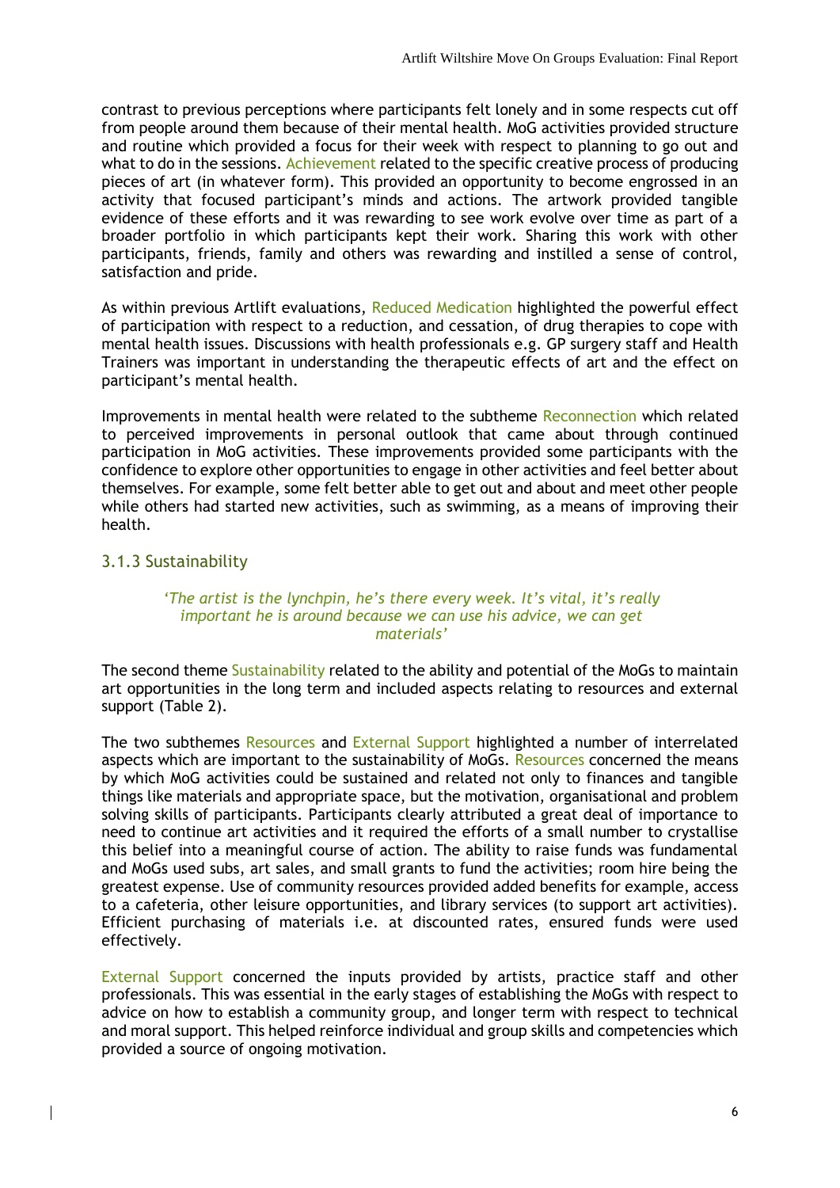contrast to previous perceptions where participants felt lonely and in some respects cut off from people around them because of their mental health. MoG activities provided structure and routine which provided a focus for their week with respect to planning to go out and what to do in the sessions. Achievement related to the specific creative process of producing pieces of art (in whatever form). This provided an opportunity to become engrossed in an activity that focused participant's minds and actions. The artwork provided tangible evidence of these efforts and it was rewarding to see work evolve over time as part of a broader portfolio in which participants kept their work. Sharing this work with other participants, friends, family and others was rewarding and instilled a sense of control, satisfaction and pride.

As within previous Artlift evaluations, Reduced Medication highlighted the powerful effect of participation with respect to a reduction, and cessation, of drug therapies to cope with mental health issues. Discussions with health professionals e.g. GP surgery staff and Health Trainers was important in understanding the therapeutic effects of art and the effect on participant's mental health.

Improvements in mental health were related to the subtheme Reconnection which related to perceived improvements in personal outlook that came about through continued participation in MoG activities. These improvements provided some participants with the confidence to explore other opportunities to engage in other activities and feel better about themselves. For example, some felt better able to get out and about and meet other people while others had started new activities, such as swimming, as a means of improving their health.

### 3.1.3 Sustainability

*'The artist is the lynchpin, he's there every week. It's vital, it's really important he is around because we can use his advice, we can get materials'*

The second theme Sustainability related to the ability and potential of the MoGs to maintain art opportunities in the long term and included aspects relating to resources and external support (Table 2).

The two subthemes Resources and External Support highlighted a number of interrelated aspects which are important to the sustainability of MoGs. Resources concerned the means by which MoG activities could be sustained and related not only to finances and tangible things like materials and appropriate space, but the motivation, organisational and problem solving skills of participants. Participants clearly attributed a great deal of importance to need to continue art activities and it required the efforts of a small number to crystallise this belief into a meaningful course of action. The ability to raise funds was fundamental and MoGs used subs, art sales, and small grants to fund the activities; room hire being the greatest expense. Use of community resources provided added benefits for example, access to a cafeteria, other leisure opportunities, and library services (to support art activities). Efficient purchasing of materials i.e. at discounted rates, ensured funds were used effectively.

External Support concerned the inputs provided by artists, practice staff and other professionals. This was essential in the early stages of establishing the MoGs with respect to advice on how to establish a community group, and longer term with respect to technical and moral support. This helped reinforce individual and group skills and competencies which provided a source of ongoing motivation.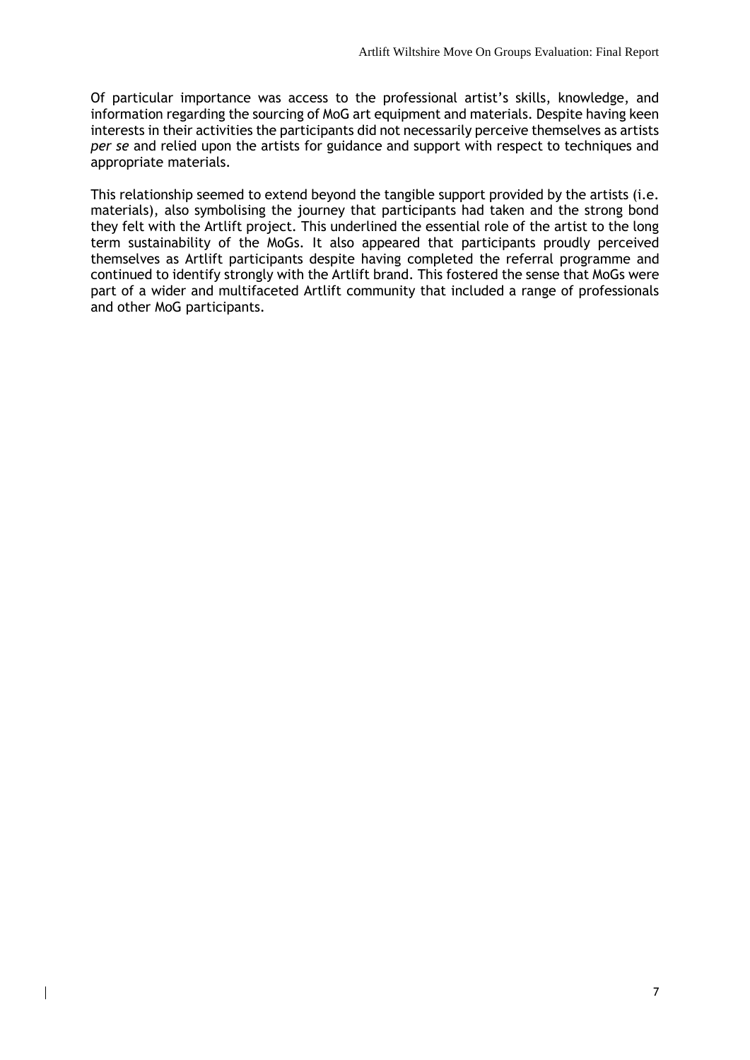Of particular importance was access to the professional artist's skills, knowledge, and information regarding the sourcing of MoG art equipment and materials. Despite having keen interests in their activities the participants did not necessarily perceive themselves as artists *per se* and relied upon the artists for guidance and support with respect to techniques and appropriate materials.

This relationship seemed to extend beyond the tangible support provided by the artists (i.e. materials), also symbolising the journey that participants had taken and the strong bond they felt with the Artlift project. This underlined the essential role of the artist to the long term sustainability of the MoGs. It also appeared that participants proudly perceived themselves as Artlift participants despite having completed the referral programme and continued to identify strongly with the Artlift brand. This fostered the sense that MoGs were part of a wider and multifaceted Artlift community that included a range of professionals and other MoG participants.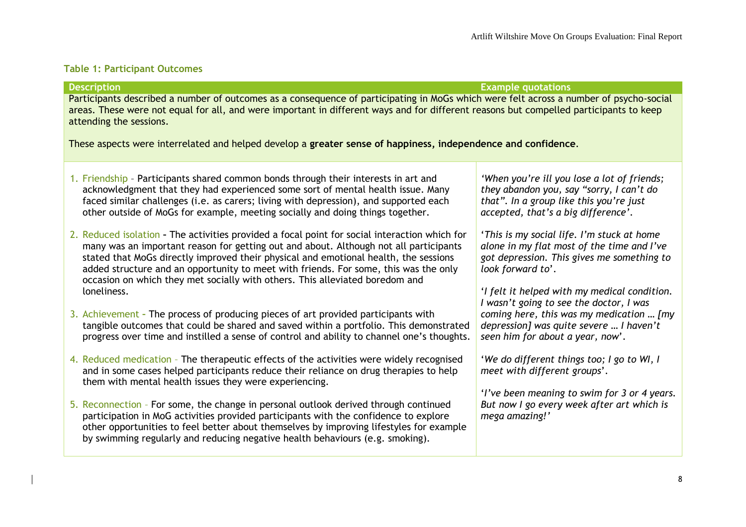### Table 1: Participant Outcomes

| Description | Example quotations |
| --- | --- |
| Participants described a number of outcomes as a consequence of participating in MoGs which were felt across a number of psycho-social areas. These were not equal for all, and were important in different ways and for different reasons but compelled participants to keep attending the sessions.<br><br>These aspects were interrelated and helped develop a **greater sense of happiness, independence and confidence**. | |
| 1. Friendship – Participants shared common bonds through their interests in art and acknowledgment that they had experienced some sort of mental health issue. Many faced similar challenges (i.e. as carers; living with depression), and supported each other outside of MoGs for example, meeting socially and doing things together.<br><br>2. Reduced isolation - The activities provided a focal point for social interaction which for many was an important reason for getting out and about. Although not all participants stated that MoGs directly improved their physical and emotional health, the sessions added structure and an opportunity to meet with friends. For some, this was the only occasion on which they met socially with others. This alleviated boredom and loneliness.<br><br>3. Achievement - The process of producing pieces of art provided participants with tangible outcomes that could be shared and saved within a portfolio. This demonstrated progress over time and instilled a sense of control and ability to channel one's thoughts.<br><br>4. Reduced medication – The therapeutic effects of the activities were widely recognised and in some cases helped participants reduce their reliance on drug therapies to help them with mental health issues they were experiencing.<br><br>5. Reconnection – For some, the change in personal outlook derived through continued participation in MoG activities provided participants with the confidence to explore other opportunities to feel better about themselves by improving lifestyles for example by swimming regularly and reducing negative health behaviours (e.g. smoking). | *'When you're ill you lose a lot of friends; they abandon you, say "sorry, I can't do that". In a group like this you're just accepted, that's a big difference'.*<br><br>*'This is my social life. I'm stuck at home alone in my flat most of the time and I've got depression. This gives me something to look forward to'.*<br><br>*'I felt it helped with my medical condition. I wasn't going to see the doctor, I was coming here, this was my medication … [my depression] was quite severe … I haven't seen him for about a year, now'.*<br><br>*'We do different things too; I go to WI, I meet with different groups'.*<br><br>*'I've been meaning to swim for 3 or 4 years. But now I go every week after art which is mega amazing!'* |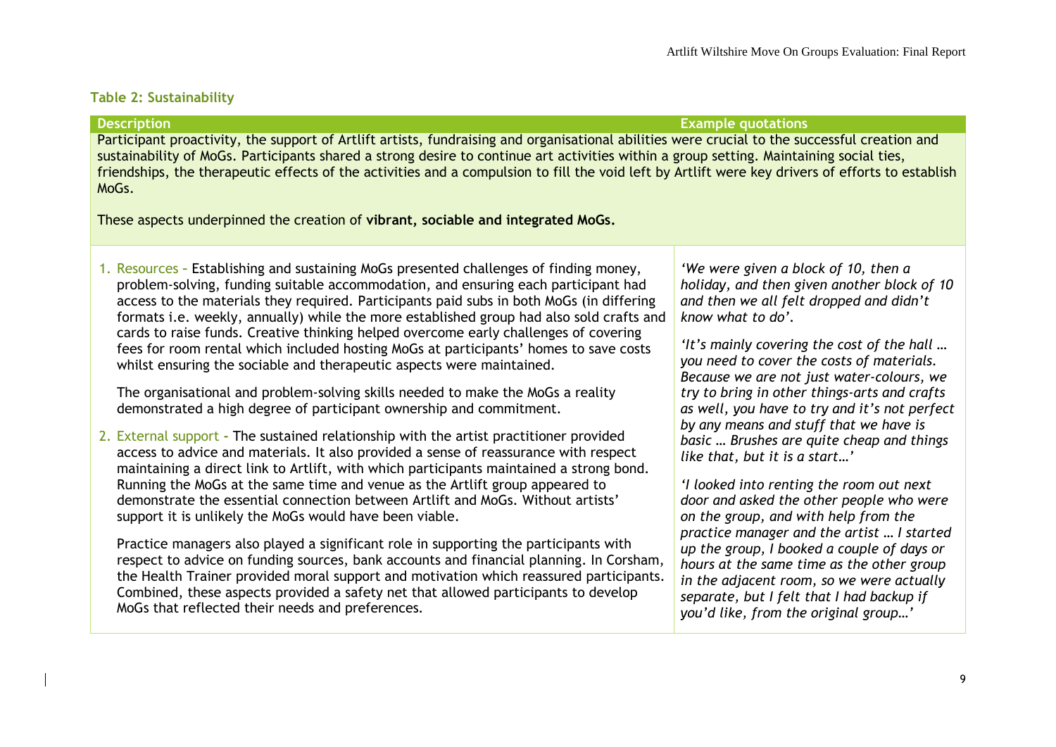### Table 2: Sustainability

| Description | Example quotations |
|---|---|
| Participant proactivity, the support of Artlift artists, fundraising and organisational abilities were crucial to the successful creation and sustainability of MoGs. Participants shared a strong desire to continue art activities within a group setting. Maintaining social ties, friendships, the therapeutic effects of the activities and a compulsion to fill the void left by Artlift were key drivers of efforts to establish MoGs.<br><br>These aspects underpinned the creation of **vibrant, sociable and integrated MoGs.** | |
| 1. Resources – Establishing and sustaining MoGs presented challenges of finding money, problem-solving, funding suitable accommodation, and ensuring each participant had access to the materials they required. Participants paid subs in both MoGs (in differing formats i.e. weekly, annually) while the more established group had also sold crafts and cards to raise funds. Creative thinking helped overcome early challenges of covering fees for room rental which included hosting MoGs at participants' homes to save costs whilst ensuring the sociable and therapeutic aspects were maintained.<br><br>The organisational and problem-solving skills needed to make the MoGs a reality demonstrated a high degree of participant ownership and commitment.<br><br>2. External support - The sustained relationship with the artist practitioner provided access to advice and materials. It also provided a sense of reassurance with respect maintaining a direct link to Artlift, with which participants maintained a strong bond. Running the MoGs at the same time and venue as the Artlift group appeared to demonstrate the essential connection between Artlift and MoGs. Without artists' support it is unlikely the MoGs would have been viable.<br><br>Practice managers also played a significant role in supporting the participants with respect to advice on funding sources, bank accounts and financial planning. In Corsham, the Health Trainer provided moral support and motivation which reassured participants. Combined, these aspects provided a safety net that allowed participants to develop MoGs that reflected their needs and preferences. | *'We were given a block of 10, then a holiday, and then given another block of 10 and then we all felt dropped and didn't know what to do'.*<br><br>*'It's mainly covering the cost of the hall … you need to cover the costs of materials. Because we are not just water-colours, we try to bring in other things-arts and crafts as well, you have to try and it's not perfect by any means and stuff that we have is basic … Brushes are quite cheap and things like that, but it is a start…'*<br><br>*'I looked into renting the room out next door and asked the other people who were on the group, and with help from the practice manager and the artist … I started up the group, I booked a couple of days or hours at the same time as the other group in the adjacent room, so we were actually separate, but I felt that I had backup if you'd like, from the original group…'* |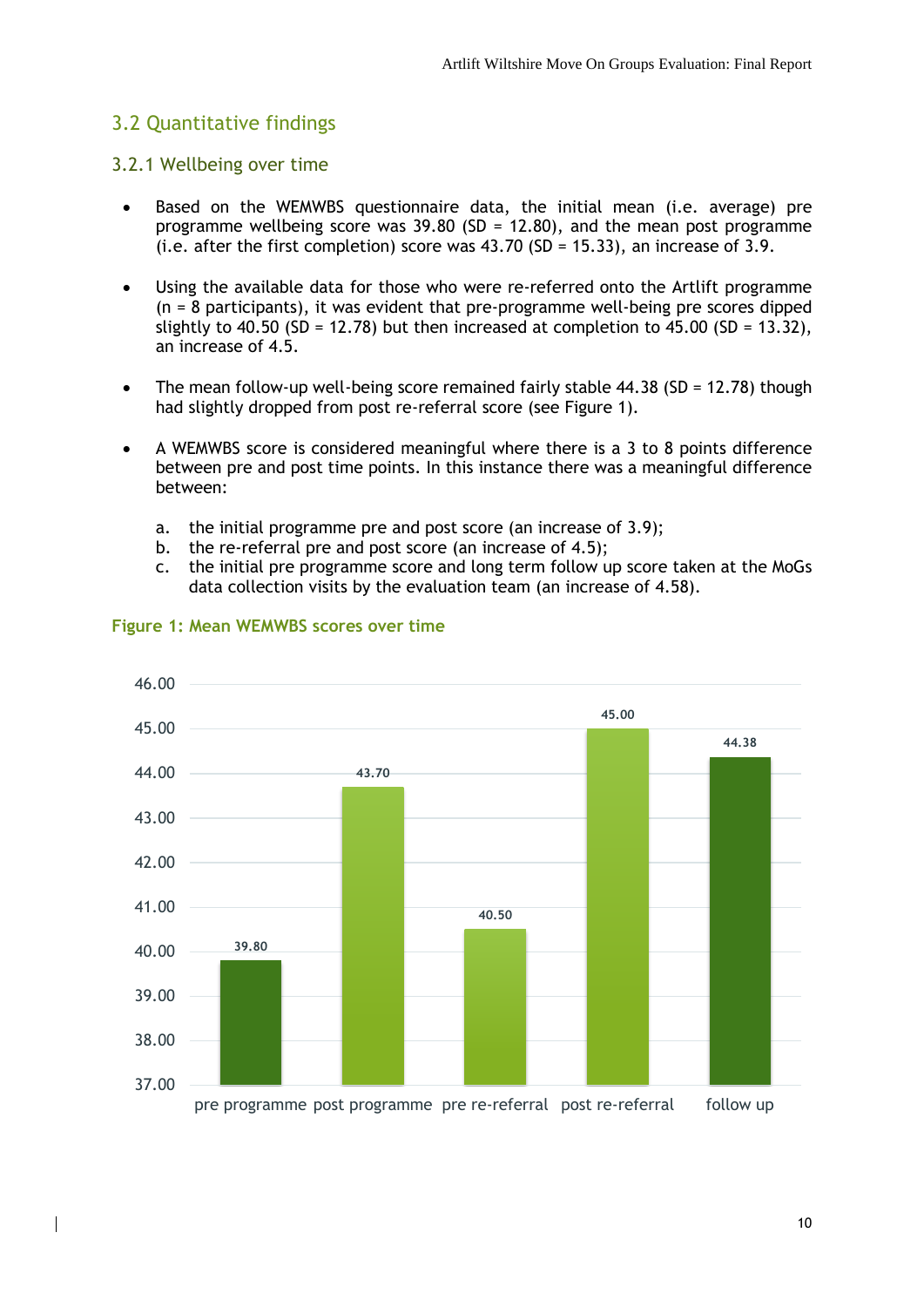## 3.2 Quantitative findings

### 3.2.1 Wellbeing over time

- Based on the WEMWBS questionnaire data, the initial mean (i.e. average) pre programme wellbeing score was 39.80 (SD = 12.80), and the mean post programme (i.e. after the first completion) score was 43.70 (SD = 15.33), an increase of 3.9.

- Using the available data for those who were re-referred onto the Artlift programme (n = 8 participants), it was evident that pre-programme well-being pre scores dipped slightly to 40.50 (SD = 12.78) but then increased at completion to 45.00 (SD = 13.32), an increase of 4.5.

- The mean follow-up well-being score remained fairly stable 44.38 (SD = 12.78) though had slightly dropped from post re-referral score (see Figure 1).

- A WEMWBS score is considered meaningful where there is a 3 to 8 points difference between pre and post time points. In this instance there was a meaningful difference between:

  a. the initial programme pre and post score (an increase of 3.9);
  b. the re-referral pre and post score (an increase of 4.5);
  c. the initial pre programme score and long term follow up score taken at the MoGs data collection visits by the evaluation team (an increase of 4.58).

**Figure 1: Mean WEMWBS scores over time**

| | pre programme | post programme | pre re-referral | post re-referral | follow up |
|---|---|---|---|---|---|
| Mean WEMWBS score | 39.80 | 43.70 | 40.50 | 45.00 | 44.38 |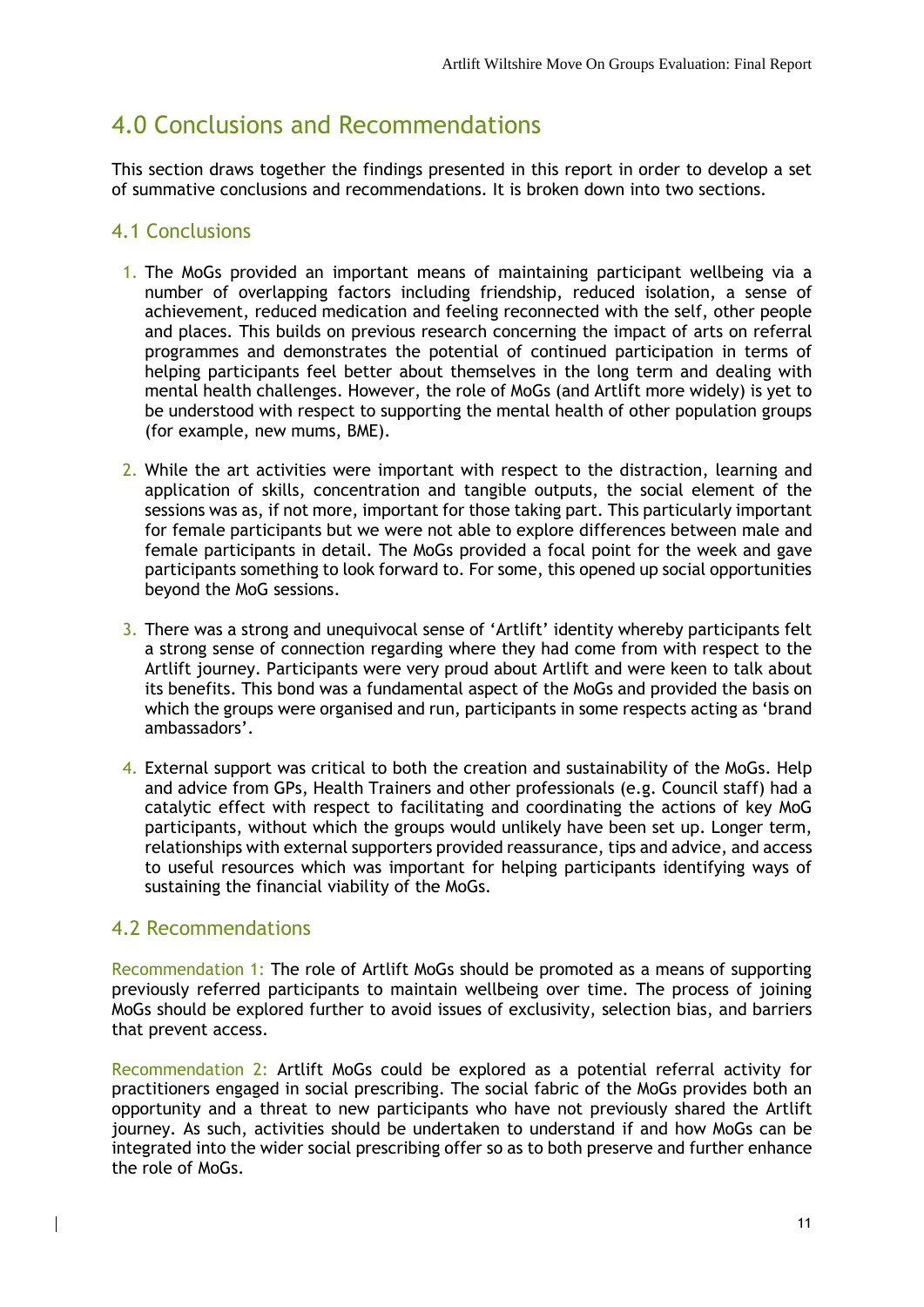# 4.0 Conclusions and Recommendations

This section draws together the findings presented in this report in order to develop a set of summative conclusions and recommendations. It is broken down into two sections.

## 4.1 Conclusions

1. The MoGs provided an important means of maintaining participant wellbeing via a number of overlapping factors including friendship, reduced isolation, a sense of achievement, reduced medication and feeling reconnected with the self, other people and places. This builds on previous research concerning the impact of arts on referral programmes and demonstrates the potential of continued participation in terms of helping participants feel better about themselves in the long term and dealing with mental health challenges. However, the role of MoGs (and Artlift more widely) is yet to be understood with respect to supporting the mental health of other population groups (for example, new mums, BME).

2. While the art activities were important with respect to the distraction, learning and application of skills, concentration and tangible outputs, the social element of the sessions was as, if not more, important for those taking part. This particularly important for female participants but we were not able to explore differences between male and female participants in detail. The MoGs provided a focal point for the week and gave participants something to look forward to. For some, this opened up social opportunities beyond the MoG sessions.

3. There was a strong and unequivocal sense of 'Artlift' identity whereby participants felt a strong sense of connection regarding where they had come from with respect to the Artlift journey. Participants were very proud about Artlift and were keen to talk about its benefits. This bond was a fundamental aspect of the MoGs and provided the basis on which the groups were organised and run, participants in some respects acting as 'brand ambassadors'.

4. External support was critical to both the creation and sustainability of the MoGs. Help and advice from GPs, Health Trainers and other professionals (e.g. Council staff) had a catalytic effect with respect to facilitating and coordinating the actions of key MoG participants, without which the groups would unlikely have been set up. Longer term, relationships with external supporters provided reassurance, tips and advice, and access to useful resources which was important for helping participants identifying ways of sustaining the financial viability of the MoGs.

## 4.2 Recommendations

Recommendation 1: The role of Artlift MoGs should be promoted as a means of supporting previously referred participants to maintain wellbeing over time. The process of joining MoGs should be explored further to avoid issues of exclusivity, selection bias, and barriers that prevent access.

Recommendation 2: Artlift MoGs could be explored as a potential referral activity for practitioners engaged in social prescribing. The social fabric of the MoGs provides both an opportunity and a threat to new participants who have not previously shared the Artlift journey. As such, activities should be undertaken to understand if and how MoGs can be integrated into the wider social prescribing offer so as to both preserve and further enhance the role of MoGs.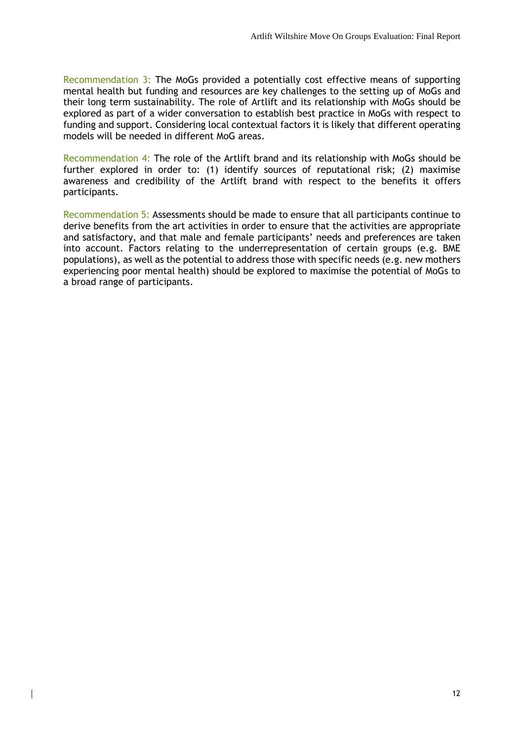Recommendation 3: The MoGs provided a potentially cost effective means of supporting mental health but funding and resources are key challenges to the setting up of MoGs and their long term sustainability. The role of Artlift and its relationship with MoGs should be explored as part of a wider conversation to establish best practice in MoGs with respect to funding and support. Considering local contextual factors it is likely that different operating models will be needed in different MoG areas.

Recommendation 4: The role of the Artlift brand and its relationship with MoGs should be further explored in order to: (1) identify sources of reputational risk; (2) maximise awareness and credibility of the Artlift brand with respect to the benefits it offers participants.

Recommendation 5: Assessments should be made to ensure that all participants continue to derive benefits from the art activities in order to ensure that the activities are appropriate and satisfactory, and that male and female participants' needs and preferences are taken into account. Factors relating to the underrepresentation of certain groups (e.g. BME populations), as well as the potential to address those with specific needs (e.g. new mothers experiencing poor mental health) should be explored to maximise the potential of MoGs to a broad range of participants.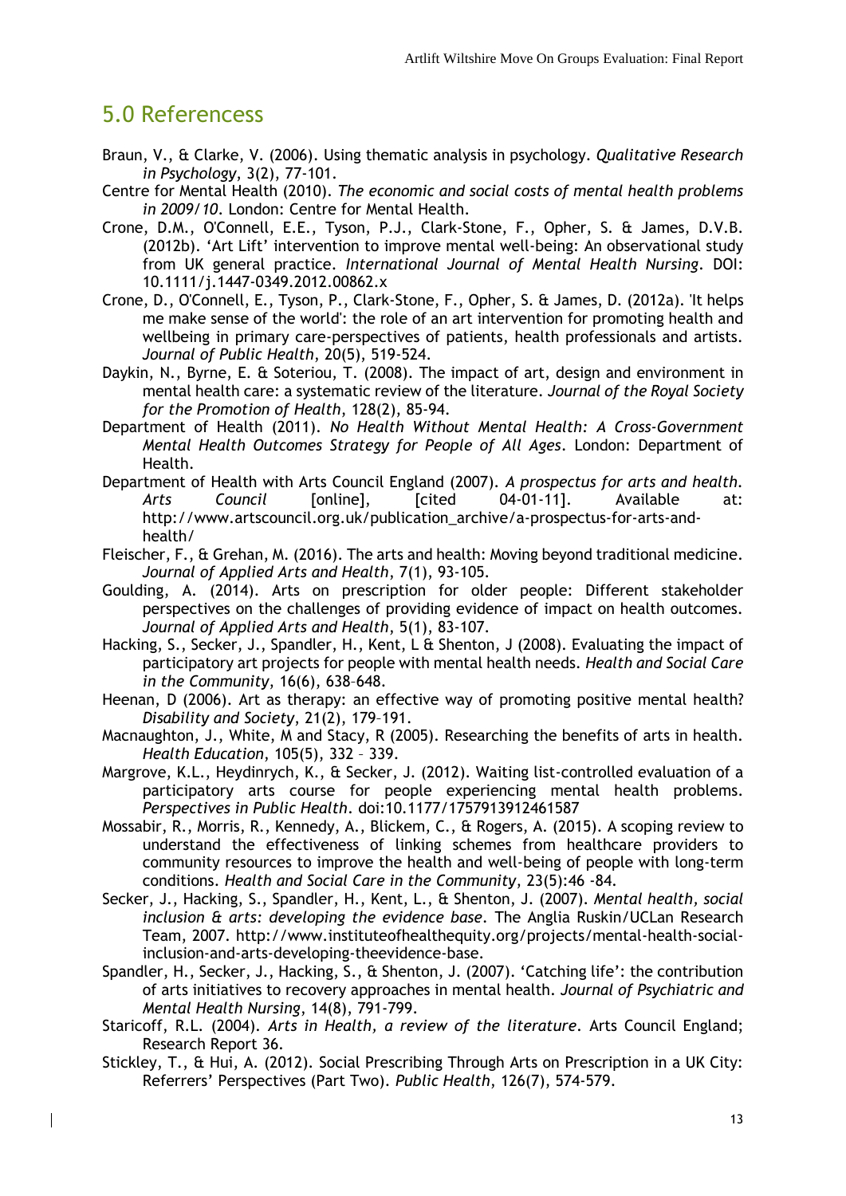## 5.0 Referencess

Braun, V., & Clarke, V. (2006). Using thematic analysis in psychology. *Qualitative Research in Psychology*, 3(2), 77-101.

Centre for Mental Health (2010). *The economic and social costs of mental health problems in 2009/10*. London: Centre for Mental Health.

Crone, D.M., O'Connell, E.E., Tyson, P.J., Clark-Stone, F., Opher, S. & James, D.V.B. (2012b). 'Art Lift' intervention to improve mental well-being: An observational study from UK general practice. *International Journal of Mental Health Nursing*. DOI: 10.1111/j.1447-0349.2012.00862.x

Crone, D., O'Connell, E., Tyson, P., Clark-Stone, F., Opher, S. & James, D. (2012a). 'It helps me make sense of the world': the role of an art intervention for promoting health and wellbeing in primary care-perspectives of patients, health professionals and artists. *Journal of Public Health*, 20(5), 519-524.

Daykin, N., Byrne, E. & Soteriou, T. (2008). The impact of art, design and environment in mental health care: a systematic review of the literature. *Journal of the Royal Society for the Promotion of Health*, 128(2), 85-94.

Department of Health (2011). *No Health Without Mental Health: A Cross-Government Mental Health Outcomes Strategy for People of All Ages*. London: Department of Health.

Department of Health with Arts Council England (2007). *A prospectus for arts and health*. *Arts Council* [online], [cited 04-01-11]. Available at: http://www.artscouncil.org.uk/publication_archive/a-prospectus-for-arts-and-health/

Fleischer, F., & Grehan, M. (2016). The arts and health: Moving beyond traditional medicine. *Journal of Applied Arts and Health*, 7(1), 93-105.

Goulding, A. (2014). Arts on prescription for older people: Different stakeholder perspectives on the challenges of providing evidence of impact on health outcomes. *Journal of Applied Arts and Health*, 5(1), 83-107.

Hacking, S., Secker, J., Spandler, H., Kent, L & Shenton, J (2008). Evaluating the impact of participatory art projects for people with mental health needs. *Health and Social Care in the Community*, 16(6), 638–648.

Heenan, D (2006). Art as therapy: an effective way of promoting positive mental health? *Disability and Society*, 21(2), 179–191.

Macnaughton, J., White, M and Stacy, R (2005). Researching the benefits of arts in health. *Health Education*, 105(5), 332 – 339.

Margrove, K.L., Heydinrych, K., & Secker, J. (2012). Waiting list-controlled evaluation of a participatory arts course for people experiencing mental health problems. *Perspectives in Public Health*. doi:10.1177/1757913912461587

Mossabir, R., Morris, R., Kennedy, A., Blickem, C., & Rogers, A. (2015). A scoping review to understand the effectiveness of linking schemes from healthcare providers to community resources to improve the health and well-being of people with long-term conditions. *Health and Social Care in the Community*, 23(5):46 -84.

Secker, J., Hacking, S., Spandler, H., Kent, L., & Shenton, J. (2007). *Mental health, social inclusion & arts: developing the evidence base*. The Anglia Ruskin/UCLan Research Team, 2007. http://www.instituteofhealthequity.org/projects/mental-health-social-inclusion-and-arts-developing-theevidence-base.

Spandler, H., Secker, J., Hacking, S., & Shenton, J. (2007). 'Catching life': the contribution of arts initiatives to recovery approaches in mental health. *Journal of Psychiatric and Mental Health Nursing*, 14(8), 791-799.

Staricoff, R.L. (2004). *Arts in Health, a review of the literature*. Arts Council England; Research Report 36.

Stickley, T., & Hui, A. (2012). Social Prescribing Through Arts on Prescription in a UK City: Referrers' Perspectives (Part Two). *Public Health*, 126(7), 574-579.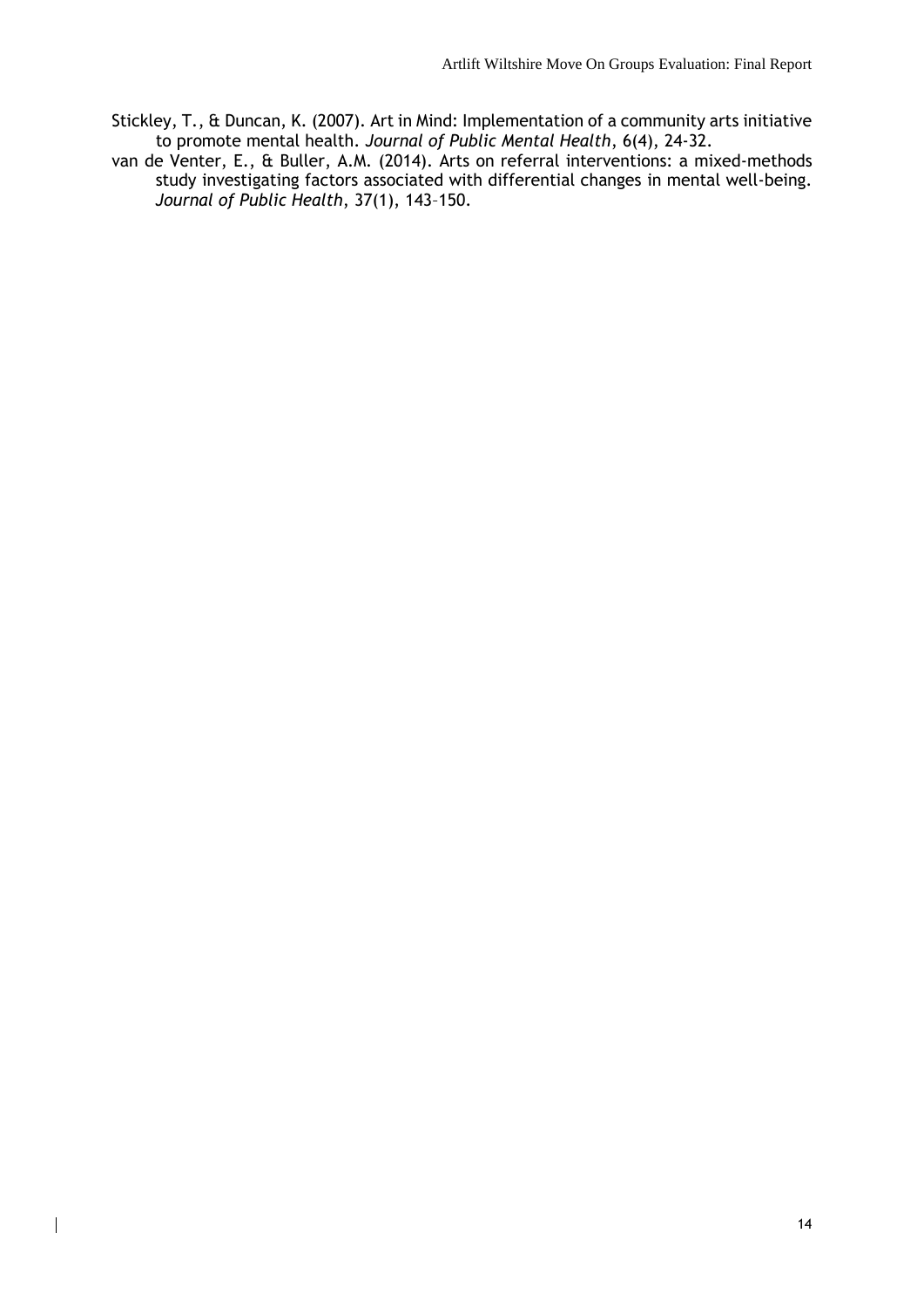Stickley, T., & Duncan, K. (2007). Art in Mind: Implementation of a community arts initiative to promote mental health. *Journal of Public Mental Health*, 6(4), 24-32.

van de Venter, E., & Buller, A.M. (2014). Arts on referral interventions: a mixed-methods study investigating factors associated with differential changes in mental well-being. *Journal of Public Health*, 37(1), 143–150.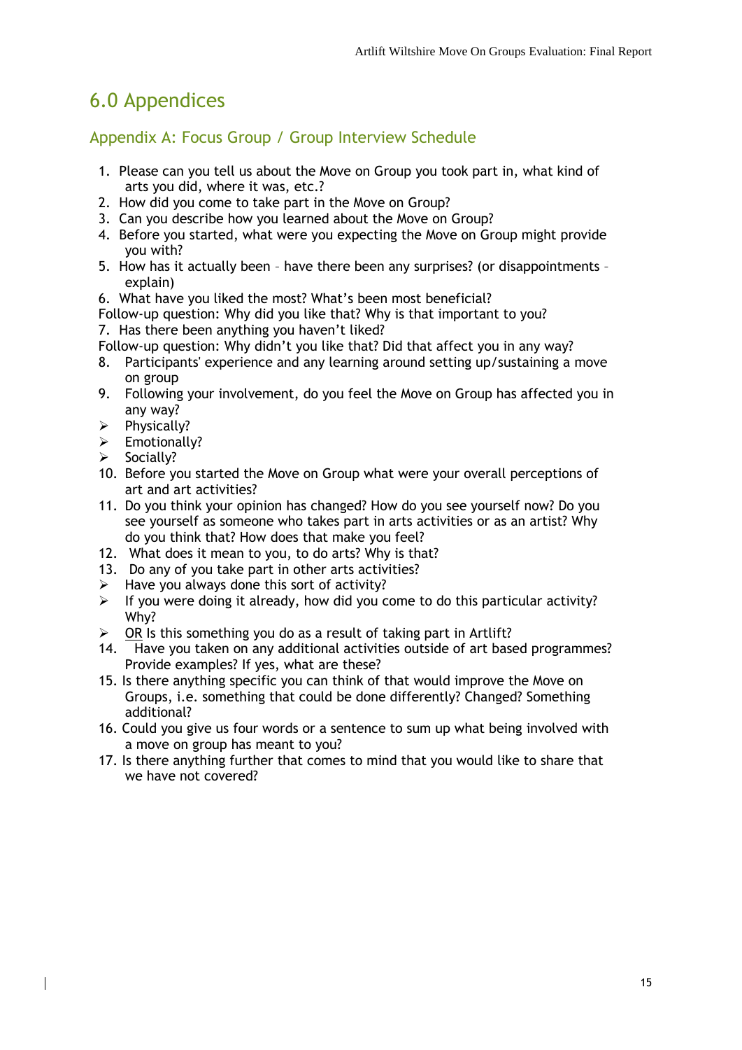# 6.0 Appendices

## Appendix A: Focus Group / Group Interview Schedule

1. Please can you tell us about the Move on Group you took part in, what kind of arts you did, where it was, etc.?
2. How did you come to take part in the Move on Group?
3. Can you describe how you learned about the Move on Group?
4. Before you started, what were you expecting the Move on Group might provide you with?
5. How has it actually been – have there been any surprises? (or disappointments – explain)
6. What have you liked the most? What's been most beneficial?

Follow-up question: Why did you like that? Why is that important to you?

7. Has there been anything you haven't liked?

Follow-up question: Why didn't you like that? Did that affect you in any way?

8. Participants' experience and any learning around setting up/sustaining a move on group
9. Following your involvement, do you feel the Move on Group has affected you in any way?
   - Physically?
   - Emotionally?
   - Socially?
10. Before you started the Move on Group what were your overall perceptions of art and art activities?
11. Do you think your opinion has changed? How do you see yourself now? Do you see yourself as someone who takes part in arts activities or as an artist? Why do you think that? How does that make you feel?
12. What does it mean to you, to do arts? Why is that?
13. Do any of you take part in other arts activities?
    - Have you always done this sort of activity?
    - If you were doing it already, how did you come to do this particular activity? Why?
    - OR Is this something you do as a result of taking part in Artlift?
14. Have you taken on any additional activities outside of art based programmes? Provide examples? If yes, what are these?
15. Is there anything specific you can think of that would improve the Move on Groups, i.e. something that could be done differently? Changed? Something additional?
16. Could you give us four words or a sentence to sum up what being involved with a move on group has meant to you?
17. Is there anything further that comes to mind that you would like to share that we have not covered?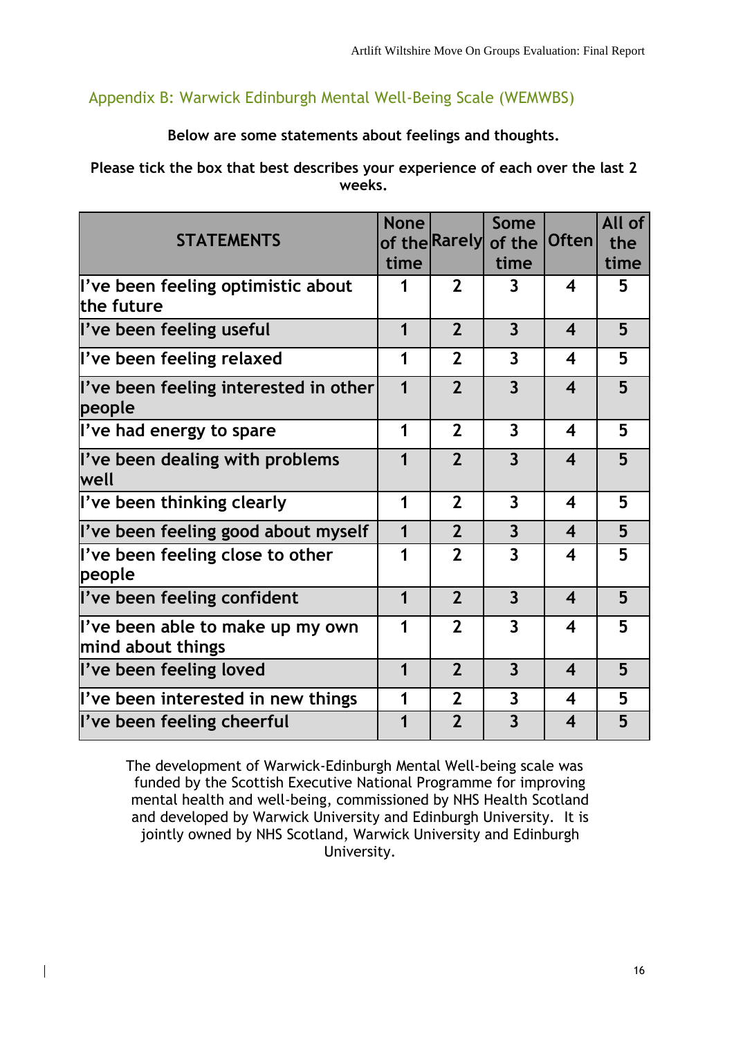## Appendix B: Warwick Edinburgh Mental Well-Being Scale (WEMWBS)

**Below are some statements about feelings and thoughts.**

**Please tick the box that best describes your experience of each over the last 2 weeks.**

| STATEMENTS | None of the time | Rarely | Some of the time | Often | All of the time |
|---|---|---|---|---|---|
| I've been feeling optimistic about the future | 1 | 2 | 3 | 4 | 5 |
| I've been feeling useful | 1 | 2 | 3 | 4 | 5 |
| I've been feeling relaxed | 1 | 2 | 3 | 4 | 5 |
| I've been feeling interested in other people | 1 | 2 | 3 | 4 | 5 |
| I've had energy to spare | 1 | 2 | 3 | 4 | 5 |
| I've been dealing with problems well | 1 | 2 | 3 | 4 | 5 |
| I've been thinking clearly | 1 | 2 | 3 | 4 | 5 |
| I've been feeling good about myself | 1 | 2 | 3 | 4 | 5 |
| I've been feeling close to other people | 1 | 2 | 3 | 4 | 5 |
| I've been feeling confident | 1 | 2 | 3 | 4 | 5 |
| I've been able to make up my own mind about things | 1 | 2 | 3 | 4 | 5 |
| I've been feeling loved | 1 | 2 | 3 | 4 | 5 |
| I've been interested in new things | 1 | 2 | 3 | 4 | 5 |
| I've been feeling cheerful | 1 | 2 | 3 | 4 | 5 |

The development of Warwick-Edinburgh Mental Well-being scale was funded by the Scottish Executive National Programme for improving mental health and well-being, commissioned by NHS Health Scotland and developed by Warwick University and Edinburgh University. It is jointly owned by NHS Scotland, Warwick University and Edinburgh University.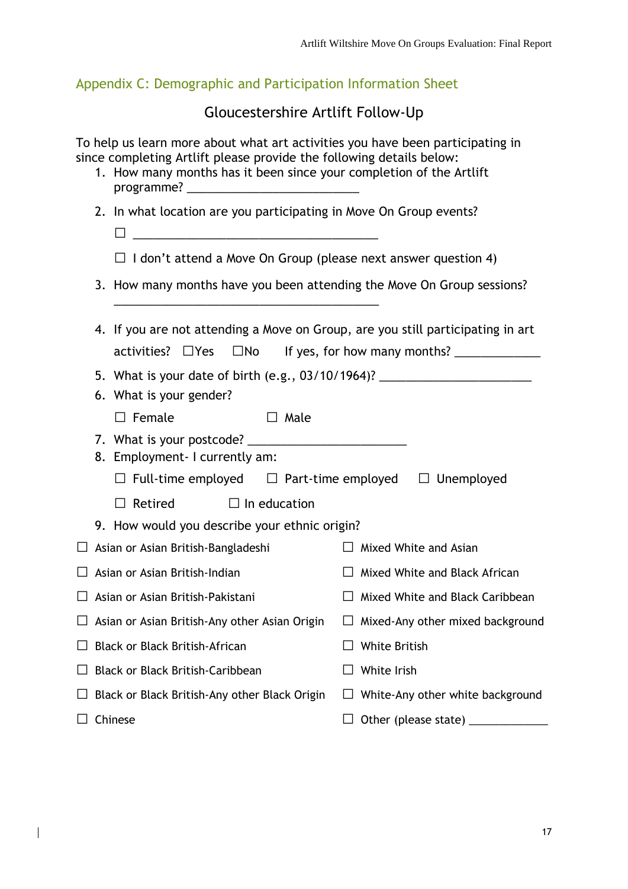## Appendix C: Demographic and Participation Information Sheet

### Gloucestershire Artlift Follow-Up

To help us learn more about what art activities you have been participating in since completing Artlift please provide the following details below:

1. How many months has it been since your completion of the Artlift programme? ___________________________
2. In what location are you participating in Move On Group events?

   ☐ _______________________________________

   ☐ I don't attend a Move On Group (please next answer question 4)
3. How many months have you been attending the Move On Group sessions? __________________________________________
4. If you are not attending a Move on Group, are you still participating in art activities? ☐Yes ☐No If yes, for how many months? _____________
5. What is your date of birth (e.g., 03/10/1964)? ________________________
6. What is your gender?

   ☐ Female ☐ Male
7. What is your postcode? _________________________
8. Employment- I currently am:

   ☐ Full-time employed ☐ Part-time employed ☐ Unemployed

   ☐ Retired ☐ In education
9. How would you describe your ethnic origin?

☐ Asian or Asian British-Bangladeshi

☐ Asian or Asian British-Indian

☐ Asian or Asian British-Pakistani

☐ Asian or Asian British-Any other Asian Origin

☐ Black or Black British-African

☐ Black or Black British-Caribbean

☐ Black or Black British-Any other Black Origin

☐ Chinese

☐ Mixed White and Asian

☐ Mixed White and Black African

☐ Mixed White and Black Caribbean

☐ Mixed-Any other mixed background

☐ White British

☐ White Irish

☐ White-Any other white background

☐ Other (please state) _____________